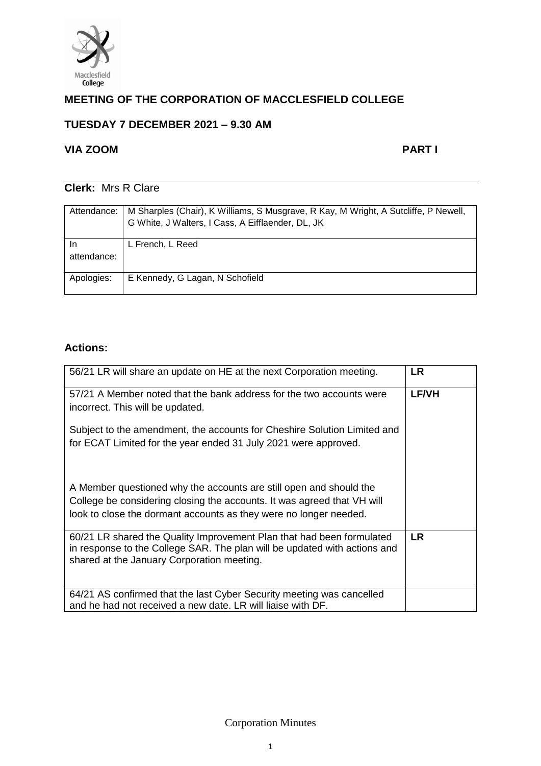# MEETING OF THE CORPORATION OF MACCLESFIELD COLLEGE

## TUESDAY 7 DECEMBER 2021 – 9.30 AM

## VIA ZOOM **PART I**

**Clerk:** Mrs R Clare

| | |
|---|---|
| Attendance: | M Sharples (Chair), K Williams, S Musgrave, R Kay, M Wright, A Sutcliffe, P Newell, G White, J Walters, I Cass, A Eifflaender, DL, JK |
| In attendance: | L French, L Reed |
| Apologies: | E Kennedy, G Lagan, N Schofield |

## Actions:

| | |
|---|---|
| 56/21 LR will share an update on HE at the next Corporation meeting. | **LR** |
| 57/21 A Member noted that the bank address for the two accounts were incorrect. This will be updated.<br><br>Subject to the amendment, the accounts for Cheshire Solution Limited and for ECAT Limited for the year ended 31 July 2021 were approved.<br><br>A Member questioned why the accounts are still open and should the College be considering closing the accounts. It was agreed that VH will look to close the dormant accounts as they were no longer needed. | **LF/VH** |
| 60/21 LR shared the Quality Improvement Plan that had been formulated in response to the College SAR. The plan will be updated with actions and shared at the January Corporation meeting. | **LR** |
| 64/21 AS confirmed that the last Cyber Security meeting was cancelled and he had not received a new date. LR will liaise with DF. | |

Corporation Minutes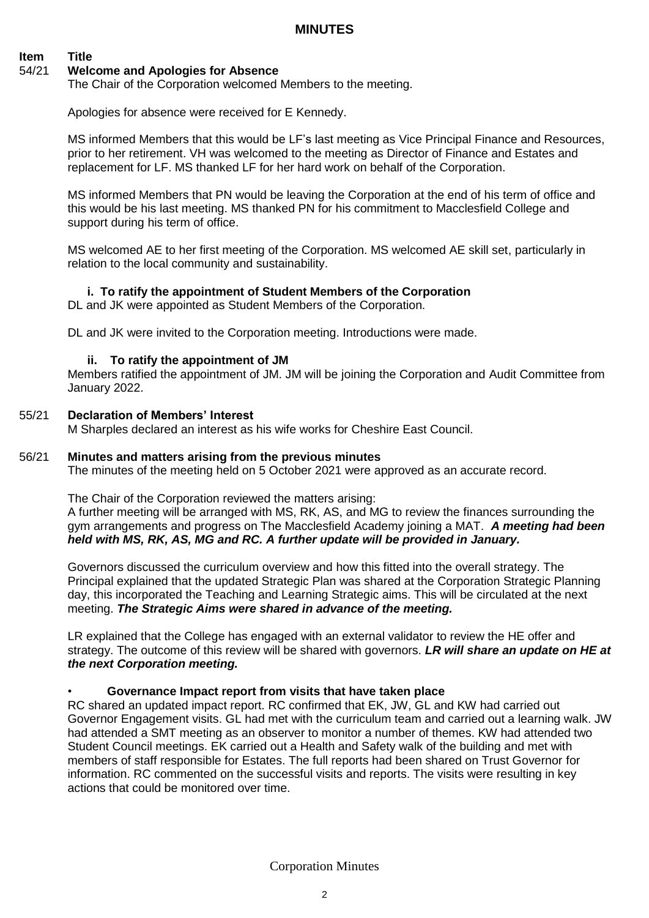## MINUTES

**Item Title**

### 54/21 Welcome and Apologies for Absence

The Chair of the Corporation welcomed Members to the meeting.

Apologies for absence were received for E Kennedy.

MS informed Members that this would be LF's last meeting as Vice Principal Finance and Resources, prior to her retirement. VH was welcomed to the meeting as Director of Finance and Estates and replacement for LF. MS thanked LF for her hard work on behalf of the Corporation.

MS informed Members that PN would be leaving the Corporation at the end of his term of office and this would be his last meeting. MS thanked PN for his commitment to Macclesfield College and support during his term of office.

MS welcomed AE to her first meeting of the Corporation. MS welcomed AE skill set, particularly in relation to the local community and sustainability.

**i. To ratify the appointment of Student Members of the Corporation**

DL and JK were appointed as Student Members of the Corporation.

DL and JK were invited to the Corporation meeting. Introductions were made.

**ii. To ratify the appointment of JM**

Members ratified the appointment of JM. JM will be joining the Corporation and Audit Committee from January 2022.

### 55/21 Declaration of Members' Interest

M Sharples declared an interest as his wife works for Cheshire East Council.

### 56/21 Minutes and matters arising from the previous minutes

The minutes of the meeting held on 5 October 2021 were approved as an accurate record.

The Chair of the Corporation reviewed the matters arising:
A further meeting will be arranged with MS, RK, AS, and MG to review the finances surrounding the gym arrangements and progress on The Macclesfield Academy joining a MAT. ***A meeting had been held with MS, RK, AS, MG and RC. A further update will be provided in January.***

Governors discussed the curriculum overview and how this fitted into the overall strategy. The Principal explained that the updated Strategic Plan was shared at the Corporation Strategic Planning day, this incorporated the Teaching and Learning Strategic aims. This will be circulated at the next meeting. ***The Strategic Aims were shared in advance of the meeting.***

LR explained that the College has engaged with an external validator to review the HE offer and strategy. The outcome of this review will be shared with governors. ***LR will share an update on HE at the next Corporation meeting.***

- **Governance Impact report from visits that have taken place**

RC shared an updated impact report. RC confirmed that EK, JW, GL and KW had carried out Governor Engagement visits. GL had met with the curriculum team and carried out a learning walk. JW had attended a SMT meeting as an observer to monitor a number of themes. KW had attended two Student Council meetings. EK carried out a Health and Safety walk of the building and met with members of staff responsible for Estates. The full reports had been shared on Trust Governor for information. RC commented on the successful visits and reports. The visits were resulting in key actions that could be monitored over time.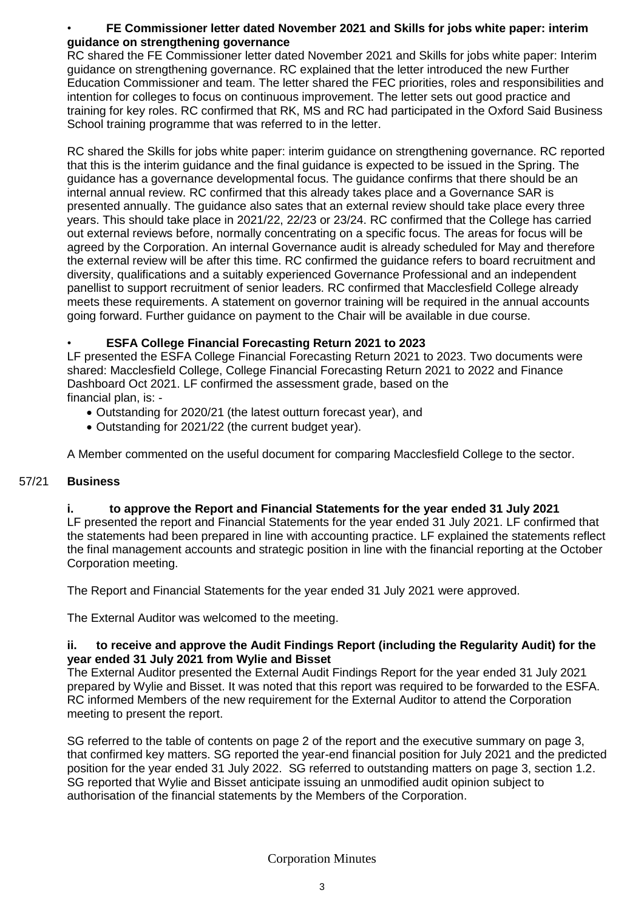- **FE Commissioner letter dated November 2021 and Skills for jobs white paper: interim guidance on strengthening governance**

RC shared the FE Commissioner letter dated November 2021 and Skills for jobs white paper: Interim guidance on strengthening governance. RC explained that the letter introduced the new Further Education Commissioner and team. The letter shared the FEC priorities, roles and responsibilities and intention for colleges to focus on continuous improvement. The letter sets out good practice and training for key roles. RC confirmed that RK, MS and RC had participated in the Oxford Said Business School training programme that was referred to in the letter.

RC shared the Skills for jobs white paper: interim guidance on strengthening governance. RC reported that this is the interim guidance and the final guidance is expected to be issued in the Spring. The guidance has a governance developmental focus. The guidance confirms that there should be an internal annual review. RC confirmed that this already takes place and a Governance SAR is presented annually. The guidance also sates that an external review should take place every three years. This should take place in 2021/22, 22/23 or 23/24. RC confirmed that the College has carried out external reviews before, normally concentrating on a specific focus. The areas for focus will be agreed by the Corporation. An internal Governance audit is already scheduled for May and therefore the external review will be after this time. RC confirmed the guidance refers to board recruitment and diversity, qualifications and a suitably experienced Governance Professional and an independent panellist to support recruitment of senior leaders. RC confirmed that Macclesfield College already meets these requirements. A statement on governor training will be required in the annual accounts going forward. Further guidance on payment to the Chair will be available in due course.

- **ESFA College Financial Forecasting Return 2021 to 2023**

LF presented the ESFA College Financial Forecasting Return 2021 to 2023. Two documents were shared: Macclesfield College, College Financial Forecasting Return 2021 to 2022 and Finance Dashboard Oct 2021. LF confirmed the assessment grade, based on the financial plan, is: -

- Outstanding for 2020/21 (the latest outturn forecast year), and
- Outstanding for 2021/22 (the current budget year).

A Member commented on the useful document for comparing Macclesfield College to the sector.

## 57/21 Business

**i. to approve the Report and Financial Statements for the year ended 31 July 2021**

LF presented the report and Financial Statements for the year ended 31 July 2021. LF confirmed that the statements had been prepared in line with accounting practice. LF explained the statements reflect the final management accounts and strategic position in line with the financial reporting at the October Corporation meeting.

The Report and Financial Statements for the year ended 31 July 2021 were approved.

The External Auditor was welcomed to the meeting.

**ii. to receive and approve the Audit Findings Report (including the Regularity Audit) for the year ended 31 July 2021 from Wylie and Bisset**

The External Auditor presented the External Audit Findings Report for the year ended 31 July 2021 prepared by Wylie and Bisset. It was noted that this report was required to be forwarded to the ESFA. RC informed Members of the new requirement for the External Auditor to attend the Corporation meeting to present the report.

SG referred to the table of contents on page 2 of the report and the executive summary on page 3, that confirmed key matters. SG reported the year-end financial position for July 2021 and the predicted position for the year ended 31 July 2022. SG referred to outstanding matters on page 3, section 1.2. SG reported that Wylie and Bisset anticipate issuing an unmodified audit opinion subject to authorisation of the financial statements by the Members of the Corporation.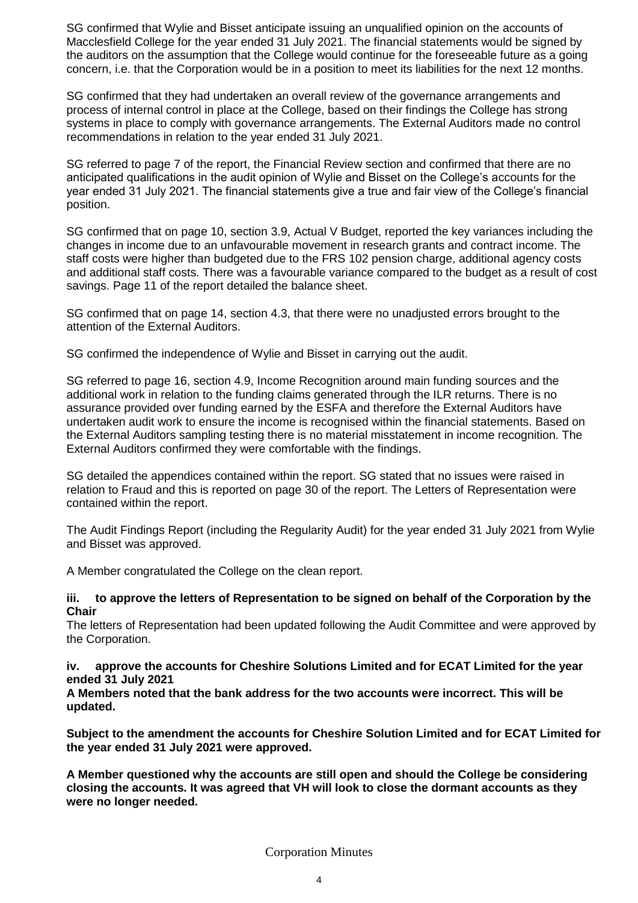SG confirmed that Wylie and Bisset anticipate issuing an unqualified opinion on the accounts of Macclesfield College for the year ended 31 July 2021. The financial statements would be signed by the auditors on the assumption that the College would continue for the foreseeable future as a going concern, i.e. that the Corporation would be in a position to meet its liabilities for the next 12 months.

SG confirmed that they had undertaken an overall review of the governance arrangements and process of internal control in place at the College, based on their findings the College has strong systems in place to comply with governance arrangements. The External Auditors made no control recommendations in relation to the year ended 31 July 2021.

SG referred to page 7 of the report, the Financial Review section and confirmed that there are no anticipated qualifications in the audit opinion of Wylie and Bisset on the College's accounts for the year ended 31 July 2021. The financial statements give a true and fair view of the College's financial position.

SG confirmed that on page 10, section 3.9, Actual V Budget, reported the key variances including the changes in income due to an unfavourable movement in research grants and contract income. The staff costs were higher than budgeted due to the FRS 102 pension charge, additional agency costs and additional staff costs. There was a favourable variance compared to the budget as a result of cost savings. Page 11 of the report detailed the balance sheet.

SG confirmed that on page 14, section 4.3, that there were no unadjusted errors brought to the attention of the External Auditors.

SG confirmed the independence of Wylie and Bisset in carrying out the audit.

SG referred to page 16, section 4.9, Income Recognition around main funding sources and the additional work in relation to the funding claims generated through the ILR returns. There is no assurance provided over funding earned by the ESFA and therefore the External Auditors have undertaken audit work to ensure the income is recognised within the financial statements. Based on the External Auditors sampling testing there is no material misstatement in income recognition. The External Auditors confirmed they were comfortable with the findings.

SG detailed the appendices contained within the report. SG stated that no issues were raised in relation to Fraud and this is reported on page 30 of the report. The Letters of Representation were contained within the report.

The Audit Findings Report (including the Regularity Audit) for the year ended 31 July 2021 from Wylie and Bisset was approved.

A Member congratulated the College on the clean report.

**iii. to approve the letters of Representation to be signed on behalf of the Corporation by the Chair**

The letters of Representation had been updated following the Audit Committee and were approved by the Corporation.

**iv. approve the accounts for Cheshire Solutions Limited and for ECAT Limited for the year ended 31 July 2021**

**A Members noted that the bank address for the two accounts were incorrect. This will be updated.**

**Subject to the amendment the accounts for Cheshire Solution Limited and for ECAT Limited for the year ended 31 July 2021 were approved.**

**A Member questioned why the accounts are still open and should the College be considering closing the accounts. It was agreed that VH will look to close the dormant accounts as they were no longer needed.**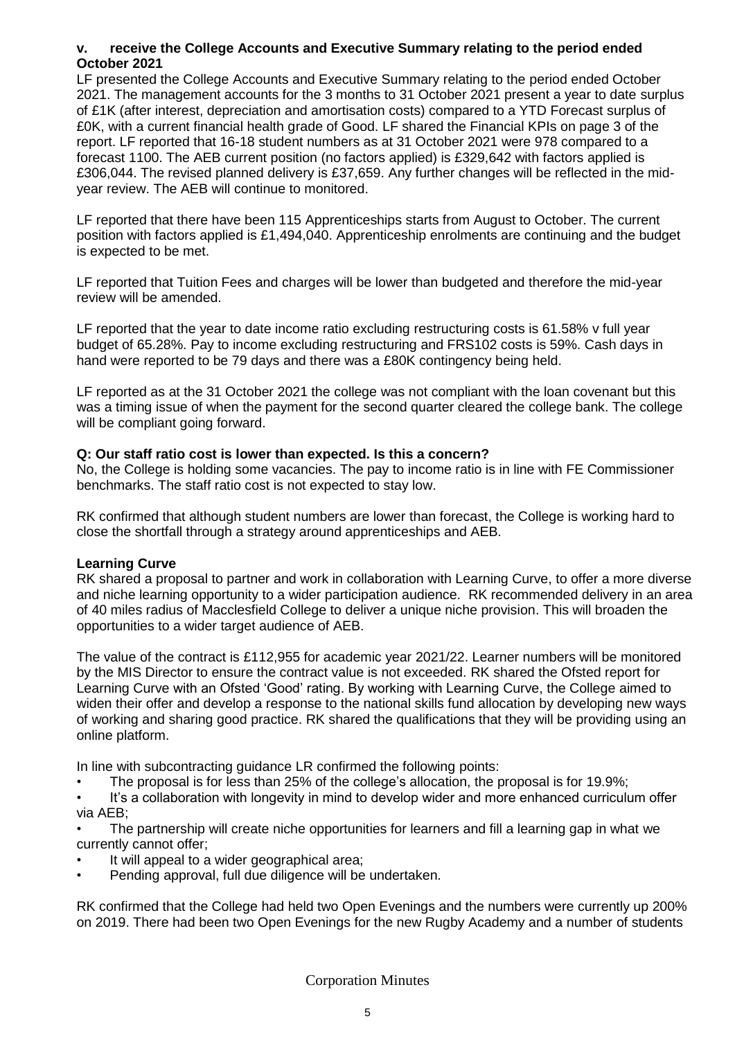### v. receive the College Accounts and Executive Summary relating to the period ended October 2021

LF presented the College Accounts and Executive Summary relating to the period ended October 2021. The management accounts for the 3 months to 31 October 2021 present a year to date surplus of £1K (after interest, depreciation and amortisation costs) compared to a YTD Forecast surplus of £0K, with a current financial health grade of Good. LF shared the Financial KPIs on page 3 of the report. LF reported that 16-18 student numbers as at 31 October 2021 were 978 compared to a forecast 1100. The AEB current position (no factors applied) is £329,642 with factors applied is £306,044. The revised planned delivery is £37,659. Any further changes will be reflected in the mid-year review. The AEB will continue to monitored.

LF reported that there have been 115 Apprenticeships starts from August to October. The current position with factors applied is £1,494,040. Apprenticeship enrolments are continuing and the budget is expected to be met.

LF reported that Tuition Fees and charges will be lower than budgeted and therefore the mid-year review will be amended.

LF reported that the year to date income ratio excluding restructuring costs is 61.58% v full year budget of 65.28%. Pay to income excluding restructuring and FRS102 costs is 59%. Cash days in hand were reported to be 79 days and there was a £80K contingency being held.

LF reported as at the 31 October 2021 the college was not compliant with the loan covenant but this was a timing issue of when the payment for the second quarter cleared the college bank. The college will be compliant going forward.

**Q: Our staff ratio cost is lower than expected. Is this a concern?**

No, the College is holding some vacancies. The pay to income ratio is in line with FE Commissioner benchmarks. The staff ratio cost is not expected to stay low.

RK confirmed that although student numbers are lower than forecast, the College is working hard to close the shortfall through a strategy around apprenticeships and AEB.

**Learning Curve**

RK shared a proposal to partner and work in collaboration with Learning Curve, to offer a more diverse and niche learning opportunity to a wider participation audience. RK recommended delivery in an area of 40 miles radius of Macclesfield College to deliver a unique niche provision. This will broaden the opportunities to a wider target audience of AEB.

The value of the contract is £112,955 for academic year 2021/22. Learner numbers will be monitored by the MIS Director to ensure the contract value is not exceeded. RK shared the Ofsted report for Learning Curve with an Ofsted 'Good' rating. By working with Learning Curve, the College aimed to widen their offer and develop a response to the national skills fund allocation by developing new ways of working and sharing good practice. RK shared the qualifications that they will be providing using an online platform.

In line with subcontracting guidance LR confirmed the following points:

- The proposal is for less than 25% of the college's allocation, the proposal is for 19.9%;
- It's a collaboration with longevity in mind to develop wider and more enhanced curriculum offer via AEB;
- The partnership will create niche opportunities for learners and fill a learning gap in what we currently cannot offer;
- It will appeal to a wider geographical area;
- Pending approval, full due diligence will be undertaken.

RK confirmed that the College had held two Open Evenings and the numbers were currently up 200% on 2019. There had been two Open Evenings for the new Rugby Academy and a number of students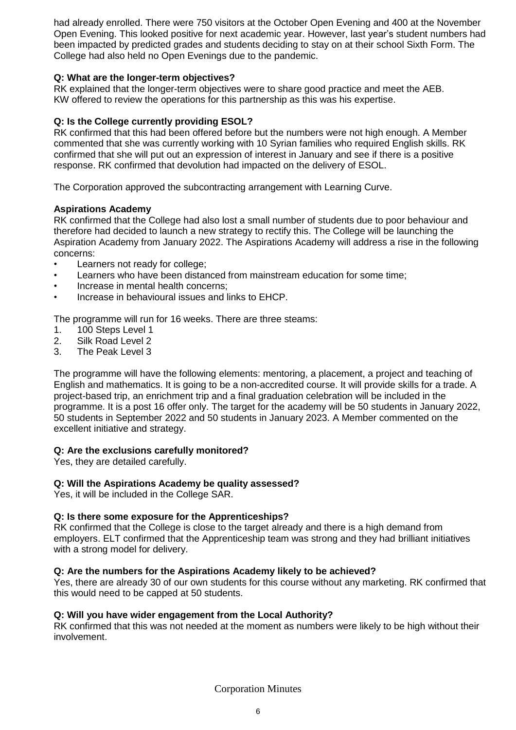had already enrolled. There were 750 visitors at the October Open Evening and 400 at the November Open Evening. This looked positive for next academic year. However, last year's student numbers had been impacted by predicted grades and students deciding to stay on at their school Sixth Form. The College had also held no Open Evenings due to the pandemic.

**Q: What are the longer-term objectives?**
RK explained that the longer-term objectives were to share good practice and meet the AEB. KW offered to review the operations for this partnership as this was his expertise.

**Q: Is the College currently providing ESOL?**
RK confirmed that this had been offered before but the numbers were not high enough. A Member commented that she was currently working with 10 Syrian families who required English skills. RK confirmed that she will put out an expression of interest in January and see if there is a positive response. RK confirmed that devolution had impacted on the delivery of ESOL.

The Corporation approved the subcontracting arrangement with Learning Curve.

**Aspirations Academy**
RK confirmed that the College had also lost a small number of students due to poor behaviour and therefore had decided to launch a new strategy to rectify this. The College will be launching the Aspiration Academy from January 2022. The Aspirations Academy will address a rise in the following concerns:

- Learners not ready for college;
- Learners who have been distanced from mainstream education for some time;
- Increase in mental health concerns;
- Increase in behavioural issues and links to EHCP.

The programme will run for 16 weeks. There are three steams:

1. 100 Steps Level 1
2. Silk Road Level 2
3. The Peak Level 3

The programme will have the following elements: mentoring, a placement, a project and teaching of English and mathematics. It is going to be a non-accredited course. It will provide skills for a trade. A project-based trip, an enrichment trip and a final graduation celebration will be included in the programme. It is a post 16 offer only. The target for the academy will be 50 students in January 2022, 50 students in September 2022 and 50 students in January 2023. A Member commented on the excellent initiative and strategy.

**Q: Are the exclusions carefully monitored?**
Yes, they are detailed carefully.

**Q: Will the Aspirations Academy be quality assessed?**
Yes, it will be included in the College SAR.

**Q: Is there some exposure for the Apprenticeships?**
RK confirmed that the College is close to the target already and there is a high demand from employers. ELT confirmed that the Apprenticeship team was strong and they had brilliant initiatives with a strong model for delivery.

**Q: Are the numbers for the Aspirations Academy likely to be achieved?**
Yes, there are already 30 of our own students for this course without any marketing. RK confirmed that this would need to be capped at 50 students.

**Q: Will you have wider engagement from the Local Authority?**
RK confirmed that this was not needed at the moment as numbers were likely to be high without their involvement.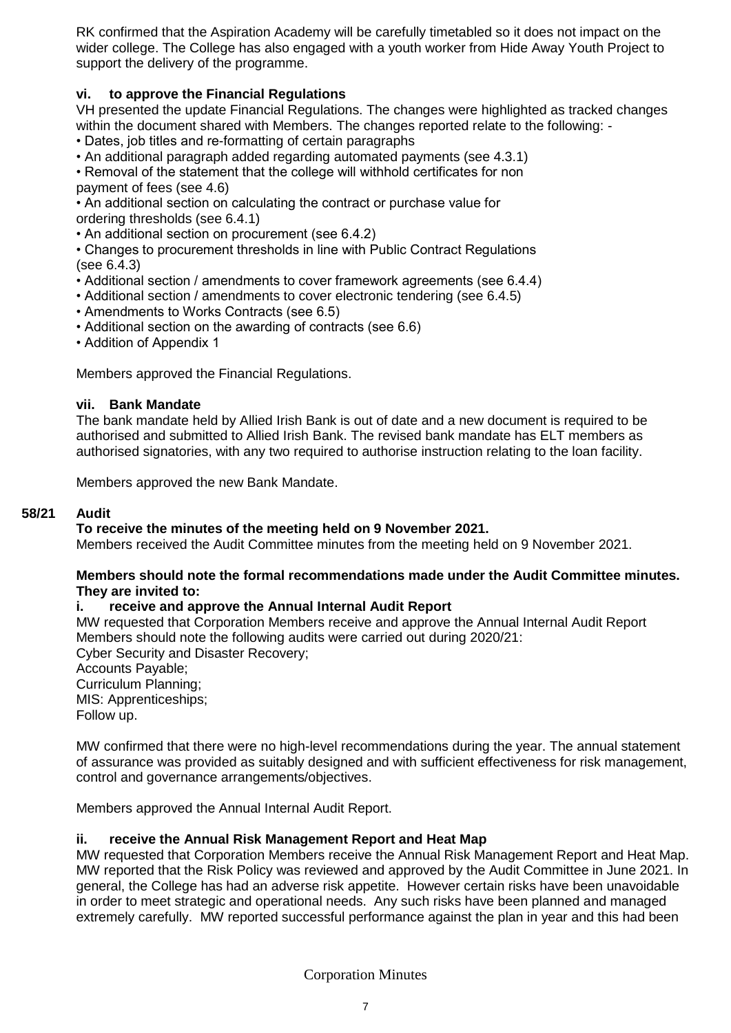RK confirmed that the Aspiration Academy will be carefully timetabled so it does not impact on the wider college. The College has also engaged with a youth worker from Hide Away Youth Project to support the delivery of the programme.

**vi. to approve the Financial Regulations**

VH presented the update Financial Regulations. The changes were highlighted as tracked changes within the document shared with Members. The changes reported relate to the following: -

- Dates, job titles and re-formatting of certain paragraphs
- An additional paragraph added regarding automated payments (see 4.3.1)
- Removal of the statement that the college will withhold certificates for non payment of fees (see 4.6)
- An additional section on calculating the contract or purchase value for ordering thresholds (see 6.4.1)
- An additional section on procurement (see 6.4.2)
- Changes to procurement thresholds in line with Public Contract Regulations (see 6.4.3)
- Additional section / amendments to cover framework agreements (see 6.4.4)
- Additional section / amendments to cover electronic tendering (see 6.4.5)
- Amendments to Works Contracts (see 6.5)
- Additional section on the awarding of contracts (see 6.6)
- Addition of Appendix 1

Members approved the Financial Regulations.

**vii. Bank Mandate**

The bank mandate held by Allied Irish Bank is out of date and a new document is required to be authorised and submitted to Allied Irish Bank. The revised bank mandate has ELT members as authorised signatories, with any two required to authorise instruction relating to the loan facility.

Members approved the new Bank Mandate.

**58/21 Audit**

**To receive the minutes of the meeting held on 9 November 2021.**

Members received the Audit Committee minutes from the meeting held on 9 November 2021.

**Members should note the formal recommendations made under the Audit Committee minutes. They are invited to:**

**i. receive and approve the Annual Internal Audit Report**

MW requested that Corporation Members receive and approve the Annual Internal Audit Report Members should note the following audits were carried out during 2020/21:
Cyber Security and Disaster Recovery;
Accounts Payable;
Curriculum Planning;
MIS: Apprenticeships;
Follow up.

MW confirmed that there were no high-level recommendations during the year. The annual statement of assurance was provided as suitably designed and with sufficient effectiveness for risk management, control and governance arrangements/objectives.

Members approved the Annual Internal Audit Report.

**ii. receive the Annual Risk Management Report and Heat Map**

MW requested that Corporation Members receive the Annual Risk Management Report and Heat Map. MW reported that the Risk Policy was reviewed and approved by the Audit Committee in June 2021. In general, the College has had an adverse risk appetite. However certain risks have been unavoidable in order to meet strategic and operational needs. Any such risks have been planned and managed extremely carefully. MW reported successful performance against the plan in year and this had been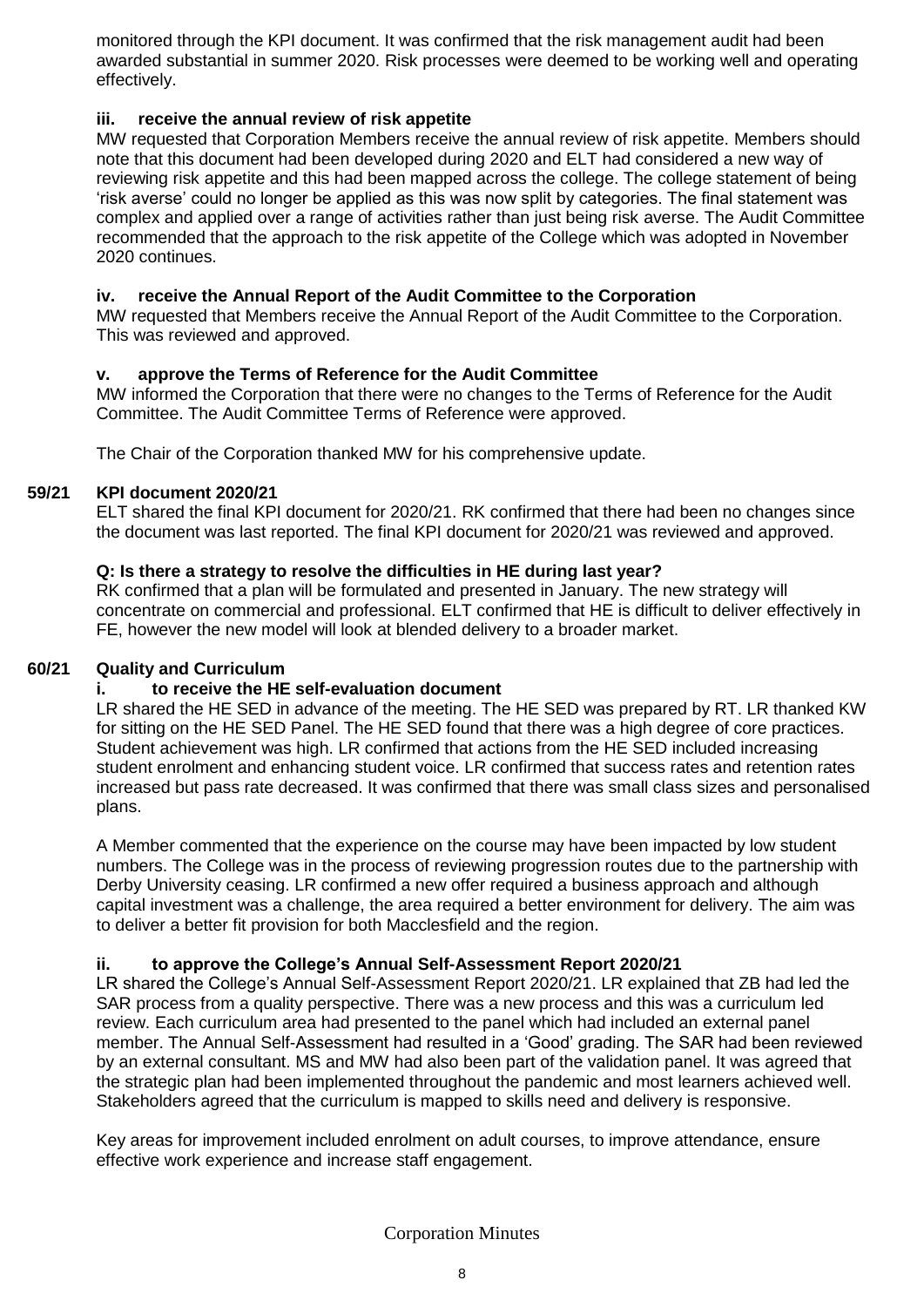monitored through the KPI document. It was confirmed that the risk management audit had been awarded substantial in summer 2020. Risk processes were deemed to be working well and operating effectively.

**iii. receive the annual review of risk appetite**

MW requested that Corporation Members receive the annual review of risk appetite. Members should note that this document had been developed during 2020 and ELT had considered a new way of reviewing risk appetite and this had been mapped across the college. The college statement of being 'risk averse' could no longer be applied as this was now split by categories. The final statement was complex and applied over a range of activities rather than just being risk averse. The Audit Committee recommended that the approach to the risk appetite of the College which was adopted in November 2020 continues.

**iv. receive the Annual Report of the Audit Committee to the Corporation**

MW requested that Members receive the Annual Report of the Audit Committee to the Corporation. This was reviewed and approved.

**v. approve the Terms of Reference for the Audit Committee**

MW informed the Corporation that there were no changes to the Terms of Reference for the Audit Committee. The Audit Committee Terms of Reference were approved.

The Chair of the Corporation thanked MW for his comprehensive update.

**59/21 KPI document 2020/21**

ELT shared the final KPI document for 2020/21. RK confirmed that there had been no changes since the document was last reported. The final KPI document for 2020/21 was reviewed and approved.

**Q: Is there a strategy to resolve the difficulties in HE during last year?**

RK confirmed that a plan will be formulated and presented in January. The new strategy will concentrate on commercial and professional. ELT confirmed that HE is difficult to deliver effectively in FE, however the new model will look at blended delivery to a broader market.

**60/21 Quality and Curriculum**

**i. to receive the HE self-evaluation document**

LR shared the HE SED in advance of the meeting. The HE SED was prepared by RT. LR thanked KW for sitting on the HE SED Panel. The HE SED found that there was a high degree of core practices. Student achievement was high. LR confirmed that actions from the HE SED included increasing student enrolment and enhancing student voice. LR confirmed that success rates and retention rates increased but pass rate decreased. It was confirmed that there was small class sizes and personalised plans.

A Member commented that the experience on the course may have been impacted by low student numbers. The College was in the process of reviewing progression routes due to the partnership with Derby University ceasing. LR confirmed a new offer required a business approach and although capital investment was a challenge, the area required a better environment for delivery. The aim was to deliver a better fit provision for both Macclesfield and the region.

**ii. to approve the College's Annual Self-Assessment Report 2020/21**

LR shared the College's Annual Self-Assessment Report 2020/21. LR explained that ZB had led the SAR process from a quality perspective. There was a new process and this was a curriculum led review. Each curriculum area had presented to the panel which had included an external panel member. The Annual Self-Assessment had resulted in a 'Good' grading. The SAR had been reviewed by an external consultant. MS and MW had also been part of the validation panel. It was agreed that the strategic plan had been implemented throughout the pandemic and most learners achieved well. Stakeholders agreed that the curriculum is mapped to skills need and delivery is responsive.

Key areas for improvement included enrolment on adult courses, to improve attendance, ensure effective work experience and increase staff engagement.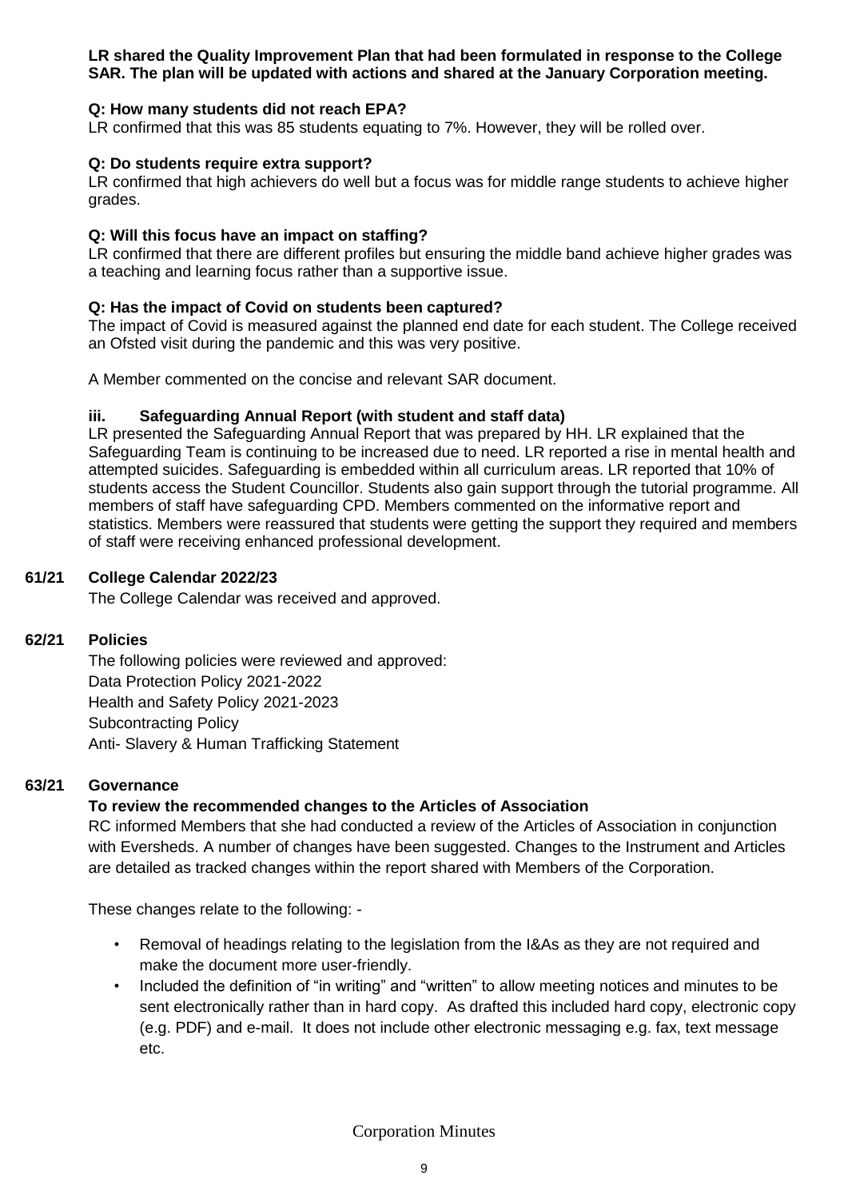**LR shared the Quality Improvement Plan that had been formulated in response to the College SAR. The plan will be updated with actions and shared at the January Corporation meeting.**

**Q: How many students did not reach EPA?**
LR confirmed that this was 85 students equating to 7%. However, they will be rolled over.

**Q: Do students require extra support?**
LR confirmed that high achievers do well but a focus was for middle range students to achieve higher grades.

**Q: Will this focus have an impact on staffing?**
LR confirmed that there are different profiles but ensuring the middle band achieve higher grades was a teaching and learning focus rather than a supportive issue.

**Q: Has the impact of Covid on students been captured?**
The impact of Covid is measured against the planned end date for each student. The College received an Ofsted visit during the pandemic and this was very positive.

A Member commented on the concise and relevant SAR document.

**iii. Safeguarding Annual Report (with student and staff data)**

LR presented the Safeguarding Annual Report that was prepared by HH. LR explained that the Safeguarding Team is continuing to be increased due to need. LR reported a rise in mental health and attempted suicides. Safeguarding is embedded within all curriculum areas. LR reported that 10% of students access the Student Councillor. Students also gain support through the tutorial programme. All members of staff have safeguarding CPD. Members commented on the informative report and statistics. Members were reassured that students were getting the support they required and members of staff were receiving enhanced professional development.

## 61/21 College Calendar 2022/23

The College Calendar was received and approved.

## 62/21 Policies

The following policies were reviewed and approved:
Data Protection Policy 2021-2022
Health and Safety Policy 2021-2023
Subcontracting Policy
Anti- Slavery & Human Trafficking Statement

## 63/21 Governance

**To review the recommended changes to the Articles of Association**

RC informed Members that she had conducted a review of the Articles of Association in conjunction with Eversheds. A number of changes have been suggested. Changes to the Instrument and Articles are detailed as tracked changes within the report shared with Members of the Corporation.

These changes relate to the following: -

- Removal of headings relating to the legislation from the I&As as they are not required and make the document more user-friendly.
- Included the definition of "in writing" and "written" to allow meeting notices and minutes to be sent electronically rather than in hard copy. As drafted this included hard copy, electronic copy (e.g. PDF) and e-mail. It does not include other electronic messaging e.g. fax, text message etc.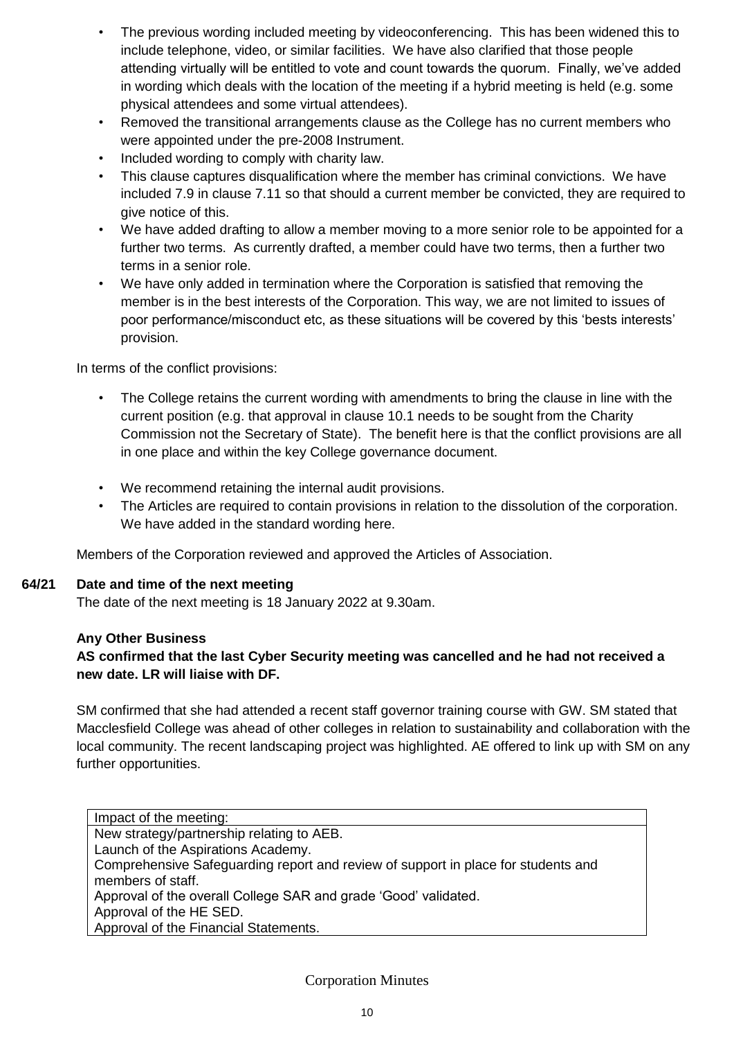- The previous wording included meeting by videoconferencing. This has been widened this to include telephone, video, or similar facilities. We have also clarified that those people attending virtually will be entitled to vote and count towards the quorum. Finally, we've added in wording which deals with the location of the meeting if a hybrid meeting is held (e.g. some physical attendees and some virtual attendees).
- Removed the transitional arrangements clause as the College has no current members who were appointed under the pre-2008 Instrument.
- Included wording to comply with charity law.
- This clause captures disqualification where the member has criminal convictions. We have included 7.9 in clause 7.11 so that should a current member be convicted, they are required to give notice of this.
- We have added drafting to allow a member moving to a more senior role to be appointed for a further two terms. As currently drafted, a member could have two terms, then a further two terms in a senior role.
- We have only added in termination where the Corporation is satisfied that removing the member is in the best interests of the Corporation. This way, we are not limited to issues of poor performance/misconduct etc, as these situations will be covered by this 'bests interests' provision.

In terms of the conflict provisions:

- The College retains the current wording with amendments to bring the clause in line with the current position (e.g. that approval in clause 10.1 needs to be sought from the Charity Commission not the Secretary of State). The benefit here is that the conflict provisions are all in one place and within the key College governance document.
- We recommend retaining the internal audit provisions.
- The Articles are required to contain provisions in relation to the dissolution of the corporation. We have added in the standard wording here.

Members of the Corporation reviewed and approved the Articles of Association.

**64/21 Date and time of the next meeting**

The date of the next meeting is 18 January 2022 at 9.30am.

**Any Other Business**

**AS confirmed that the last Cyber Security meeting was cancelled and he had not received a new date. LR will liaise with DF.**

SM confirmed that she had attended a recent staff governor training course with GW. SM stated that Macclesfield College was ahead of other colleges in relation to sustainability and collaboration with the local community. The recent landscaping project was highlighted. AE offered to link up with SM on any further opportunities.

| Impact of the meeting: |
|---|
| New strategy/partnership relating to AEB.<br>Launch of the Aspirations Academy.<br>Comprehensive Safeguarding report and review of support in place for students and members of staff.<br>Approval of the overall College SAR and grade 'Good' validated.<br>Approval of the HE SED.<br>Approval of the Financial Statements. |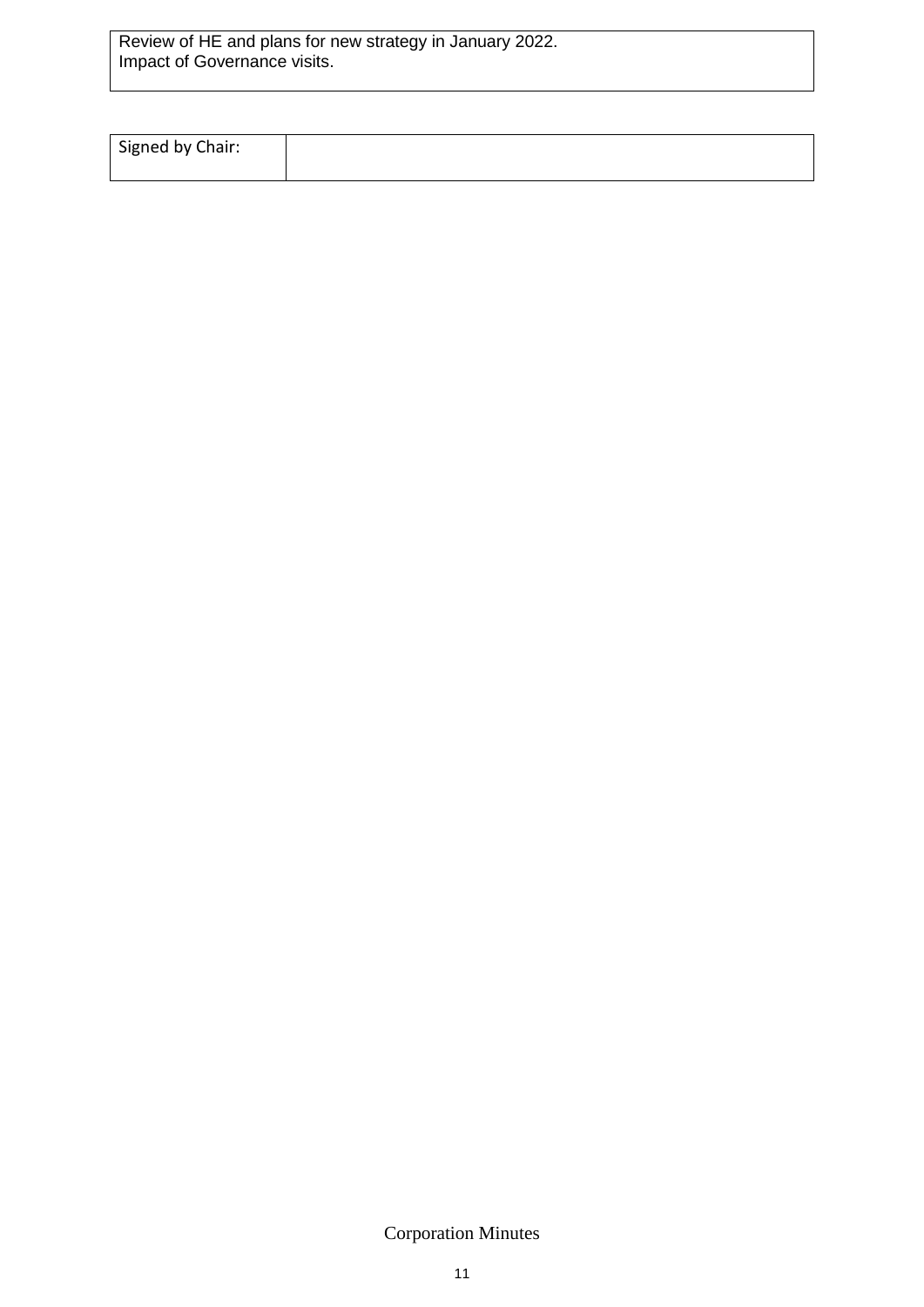Review of HE and plans for new strategy in January 2022.
Impact of Governance visits.

| | |
|---|---|
| Signed by Chair: | |